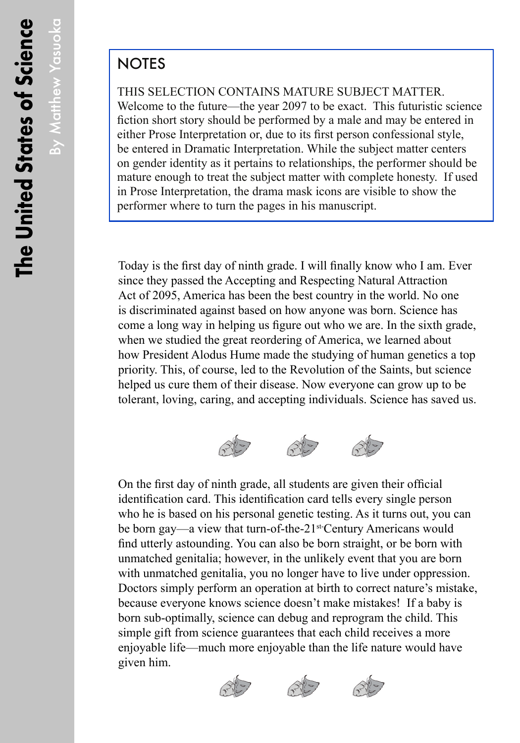# The United States of Science

By Matthew Yasuoka

## NOTES

THIS SELECTION CONTAINS MATURE SUBJECT MATTER. Welcome to the future—the year 2097 to be exact. This futuristic science fiction short story should be performed by a male and may be entered in either Prose Interpretation or, due to its first person confessional style, be entered in Dramatic Interpretation. While the subject matter centers on gender identity as it pertains to relationships, the performer should be mature enough to treat the subject matter with complete honesty. If used in Prose Interpretation, the drama mask icons are visible to show the performer where to turn the pages in his manuscript.

Today is the first day of ninth grade. I will finally know who I am. Ever since they passed the Accepting and Respecting Natural Attraction Act of 2095, America has been the best country in the world. No one is discriminated against based on how anyone was born. Science has come a long way in helping us figure out who we are. In the sixth grade, when we studied the great reordering of America, we learned about how President Alodus Hume made the studying of human genetics a top priority. This, of course, led to the Revolution of the Saints, but science helped us cure them of their disease. Now everyone can grow up to be tolerant, loving, caring, and accepting individuals. Science has saved us.

On the first day of ninth grade, all students are given their official identification card. This identification card tells every single person who he is based on his personal genetic testing. As it turns out, you can be born gay—a view that turn-of-the-21st-Century Americans would find utterly astounding. You can also be born straight, or be born with unmatched genitalia; however, in the unlikely event that you are born with unmatched genitalia, you no longer have to live under oppression. Doctors simply perform an operation at birth to correct nature's mistake, because everyone knows science doesn't make mistakes! If a baby is born sub-optimally, science can debug and reprogram the child. This simple gift from science guarantees that each child receives a more enjoyable life—much more enjoyable than the life nature would have given him.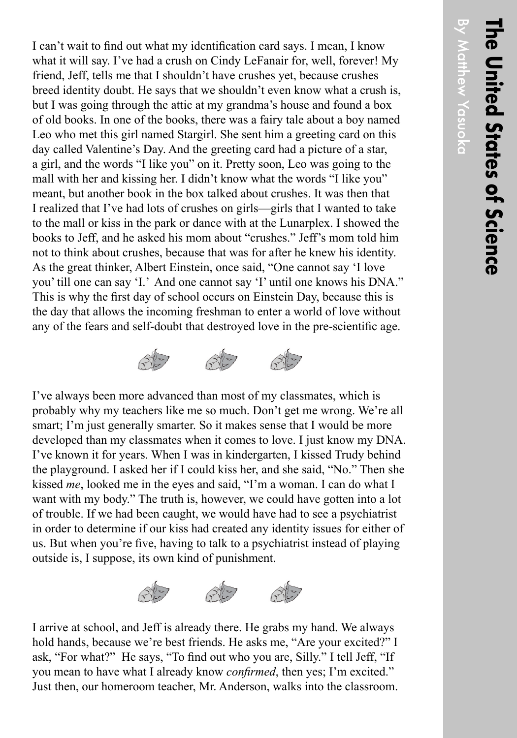I can't wait to find out what my identification card says. I mean, I know what it will say. I've had a crush on Cindy LeFanair for, well, forever! My friend, Jeff, tells me that I shouldn't have crushes yet, because crushes breed identity doubt. He says that we shouldn't even know what a crush is, but I was going through the attic at my grandma's house and found a box of old books. In one of the books, there was a fairy tale about a boy named Leo who met this girl named Stargirl. She sent him a greeting card on this day called Valentine's Day. And the greeting card had a picture of a star, a girl, and the words "I like you" on it. Pretty soon, Leo was going to the mall with her and kissing her. I didn't know what the words "I like you" meant, but another book in the box talked about crushes. It was then that I realized that I've had lots of crushes on girls—girls that I wanted to take to the mall or kiss in the park or dance with at the Lunarplex. I showed the books to Jeff, and he asked his mom about "crushes." Jeff's mom told him not to think about crushes, because that was for after he knew his identity. As the great thinker, Albert Einstein, once said, "One cannot say 'I love you' till one can say 'I.' And one cannot say 'I' until one knows his DNA." This is why the first day of school occurs on Einstein Day, because this is the day that allows the incoming freshman to enter a world of love without any of the fears and self-doubt that destroyed love in the pre-scientific age.

I've always been more advanced than most of my classmates, which is probably why my teachers like me so much. Don't get me wrong. We're all smart; I'm just generally smarter. So it makes sense that I would be more developed than my classmates when it comes to love. I just know my DNA. I've known it for years. When I was in kindergarten, I kissed Trudy behind the playground. I asked her if I could kiss her, and she said, "No." Then she kissed *me*, looked me in the eyes and said, "I'm a woman. I can do what I want with my body." The truth is, however, we could have gotten into a lot of trouble. If we had been caught, we would have had to see a psychiatrist in order to determine if our kiss had created any identity issues for either of us. But when you're five, having to talk to a psychiatrist instead of playing outside is, I suppose, its own kind of punishment.

I arrive at school, and Jeff is already there. He grabs my hand. We always hold hands, because we're best friends. He asks me, "Are your excited?" I ask, "For what?" He says, "To find out who you are, Silly." I tell Jeff, "If you mean to have what I already know *confirmed*, then yes; I'm excited." Just then, our homeroom teacher, Mr. Anderson, walks into the classroom.